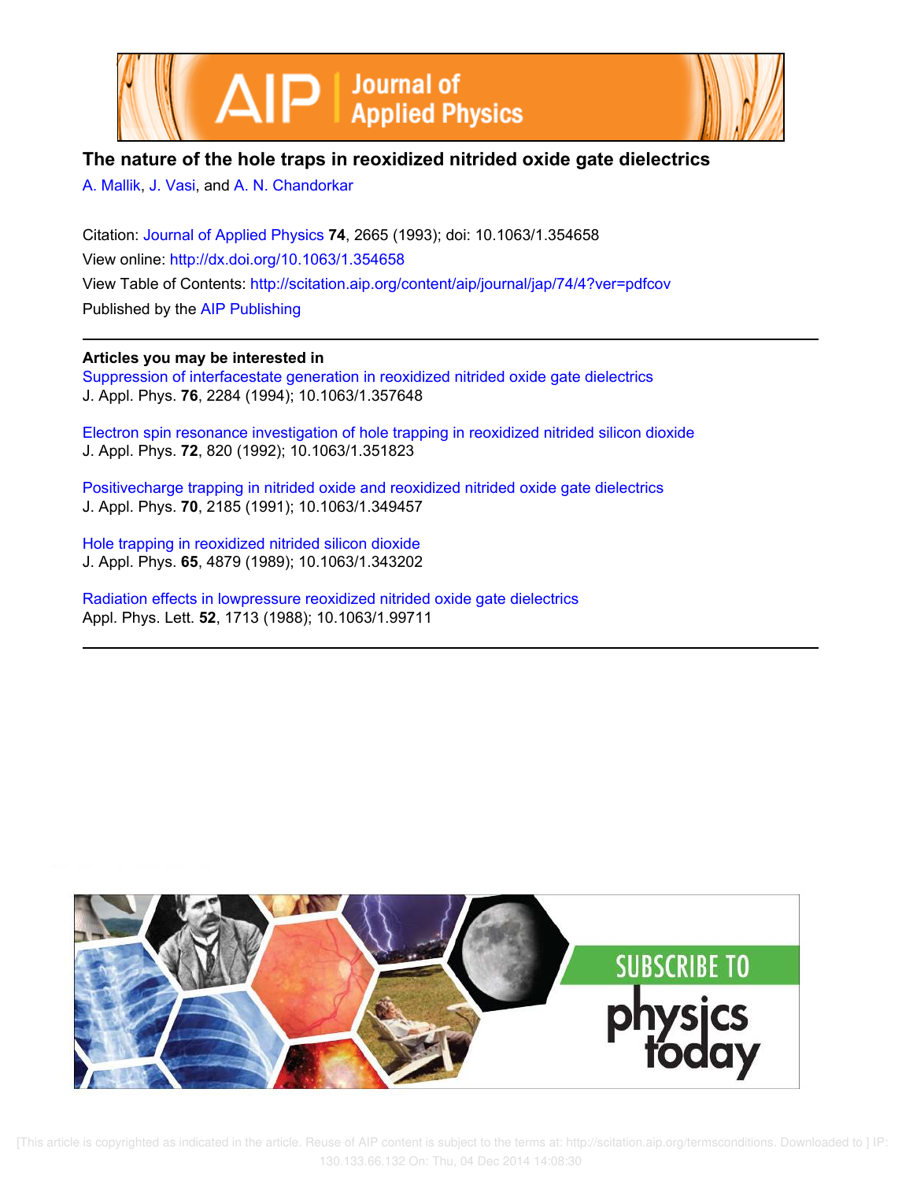# The nature of the hole traps in reoxidized nitrided oxide gate dielectrics

A. Mallik, J. Vasi, and A. N. Chandorkar

Citation: Journal of Applied Physics **74**, 2665 (1993); doi: 10.1063/1.354658

View online: http://dx.doi.org/10.1063/1.354658

View Table of Contents: http://scitation.aip.org/content/aip/journal/jap/74/4?ver=pdfcov

Published by the AIP Publishing

**Articles you may be interested in**

Suppression of interfacestate generation in reoxidized nitrided oxide gate dielectrics
J. Appl. Phys. **76**, 2284 (1994); 10.1063/1.357648

Electron spin resonance investigation of hole trapping in reoxidized nitrided silicon dioxide
J. Appl. Phys. **72**, 820 (1992); 10.1063/1.351823

Positivecharge trapping in nitrided oxide and reoxidized nitrided oxide gate dielectrics
J. Appl. Phys. **70**, 2185 (1991); 10.1063/1.349457

Hole trapping in reoxidized nitrided silicon dioxide
J. Appl. Phys. **65**, 4879 (1989); 10.1063/1.343202

Radiation effects in lowpressure reoxidized nitrided oxide gate dielectrics
Appl. Phys. Lett. **52**, 1713 (1988); 10.1063/1.99711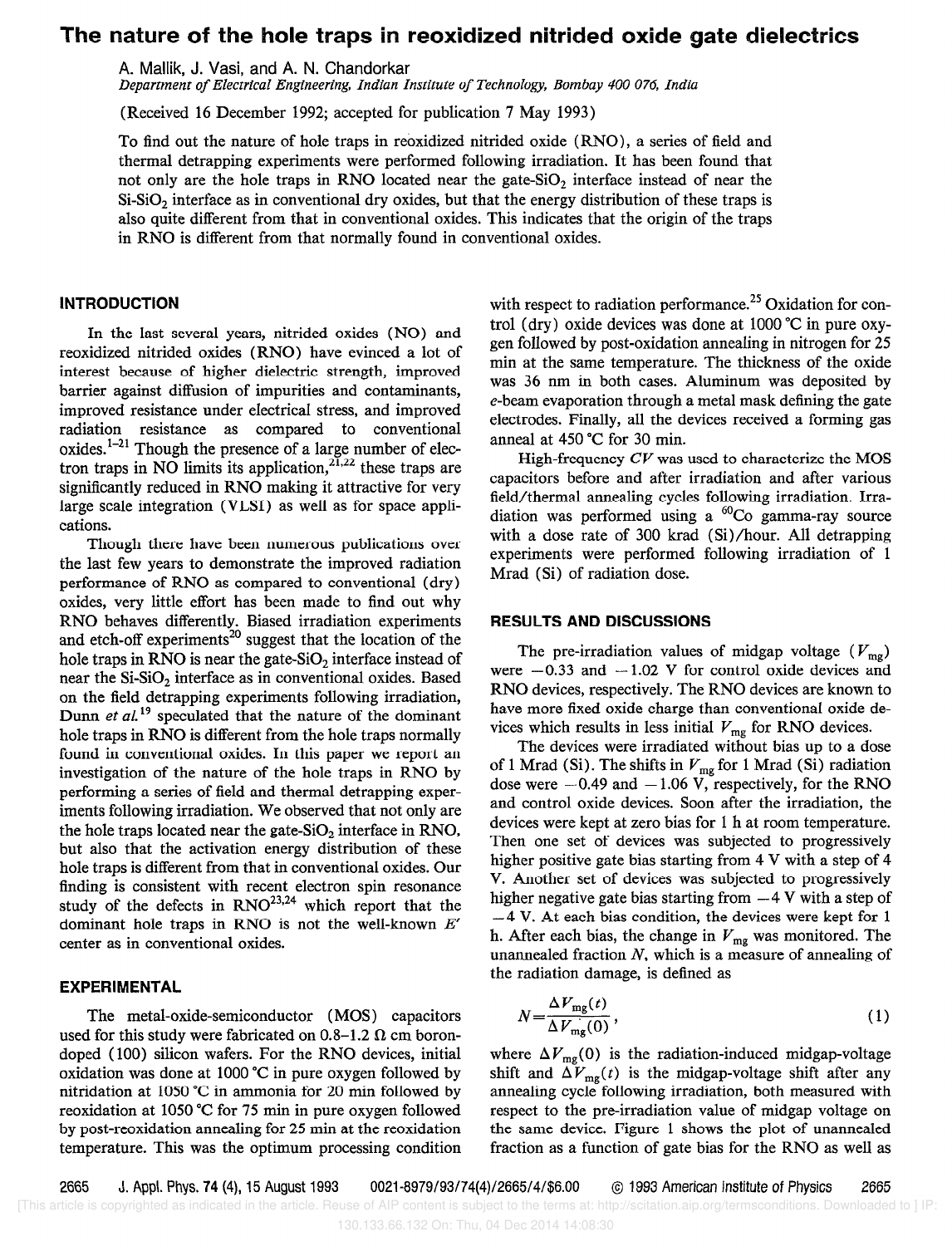# The nature of the hole traps in reoxidized nitrided oxide gate dielectrics

A. Mallik, J. Vasi, and A. N. Chandorkar

*Department of Electrical Engineering, Indian Institute of Technology, Bombay 400 076, India*

(Received 16 December 1992; accepted for publication 7 May 1993)

To find out the nature of hole traps in reoxidized nitrided oxide (RNO), a series of field and thermal detrapping experiments were performed following irradiation. It has been found that not only are the hole traps in RNO located near the gate-$SiO_2$ interface instead of near the Si-$SiO_2$ interface as in conventional dry oxides, but that the energy distribution of these traps is also quite different from that in conventional oxides. This indicates that the origin of the traps in RNO is different from that normally found in conventional oxides.

## INTRODUCTION

In the last several years, nitrided oxides (NO) and reoxidized nitrided oxides (RNO) have evinced a lot of interest because of higher dielectric strength, improved barrier against diffusion of impurities and contaminants, improved resistance under electrical stress, and improved radiation resistance as compared to conventional oxides.[1–21] Though the presence of a large number of electron traps in NO limits its application,[21,22] these traps are significantly reduced in RNO making it attractive for very large scale integration (VLSI) as well as for space applications.

Though there have been numerous publications over the last few years to demonstrate the improved radiation performance of RNO as compared to conventional (dry) oxides, very little effort has been made to find out why RNO behaves differently. Biased irradiation experiments and etch-off experiments[20] suggest that the location of the hole traps in RNO is near the gate-$SiO_2$ interface instead of near the Si-$SiO_2$ interface as in conventional oxides. Based on the field detrapping experiments following irradiation, Dunn *et al.*[19] speculated that the nature of the dominant hole traps in RNO is different from the hole traps normally found in conventional oxides. In this paper we report an investigation of the nature of the hole traps in RNO by performing a series of field and thermal detrapping experiments following irradiation. We observed that not only are the hole traps located near the gate-$SiO_2$ interface in RNO, but also that the activation energy distribution of these hole traps is different from that in conventional oxides. Our finding is consistent with recent electron spin resonance study of the defects in RNO[23,24] which report that the dominant hole traps in RNO is not the well-known $E'$ center as in conventional oxides.

## EXPERIMENTAL

The metal-oxide-semiconductor (MOS) capacitors used for this study were fabricated on 0.8–1.2 Ω cm boron-doped (100) silicon wafers. For the RNO devices, initial oxidation was done at 1000 °C in pure oxygen followed by nitridation at 1050 °C in ammonia for 20 min followed by reoxidation at 1050 °C for 75 min in pure oxygen followed by post-reoxidation annealing for 25 min at the reoxidation temperature. This was the optimum processing condition with respect to radiation performance.[25] Oxidation for control (dry) oxide devices was done at 1000 °C in pure oxygen followed by post-oxidation annealing in nitrogen for 25 min at the same temperature. The thickness of the oxide was 36 nm in both cases. Aluminum was deposited by *e*-beam evaporation through a metal mask defining the gate electrodes. Finally, all the devices received a forming gas anneal at 450 °C for 30 min.

High-frequency *CV* was used to characterize the MOS capacitors before and after irradiation and after various field/thermal annealing cycles following irradiation. Irradiation was performed using a $^{60}Co$ gamma-ray source with a dose rate of 300 krad (Si)/hour. All detrapping experiments were performed following irradiation of 1 Mrad (Si) of radiation dose.

## RESULTS AND DISCUSSIONS

The pre-irradiation values of midgap voltage ($V_{mg}$) were −0.33 and −1.02 V for control oxide devices and RNO devices, respectively. The RNO devices are known to have more fixed oxide charge than conventional oxide devices which results in less initial $V_{mg}$ for RNO devices.

The devices were irradiated without bias up to a dose of 1 Mrad (Si). The shifts in $V_{mg}$ for 1 Mrad (Si) radiation dose were −0.49 and −1.06 V, respectively, for the RNO and control oxide devices. Soon after the irradiation, the devices were kept at zero bias for 1 h at room temperature. Then one set of devices was subjected to progressively higher positive gate bias starting from 4 V with a step of 4 V. Another set of devices was subjected to progressively higher negative gate bias starting from −4 V with a step of −4 V. At each bias condition, the devices were kept for 1 h. After each bias, the change in $V_{mg}$ was monitored. The unannealed fraction $N$, which is a measure of annealing of the radiation damage, is defined as

$$N=\frac{\Delta V_{mg}(t)}{\Delta V_{mg}(0)}, \tag{1}$$

where $\Delta V_{mg}(0)$ is the radiation-induced midgap-voltage shift and $\Delta V_{mg}(t)$ is the midgap-voltage shift after any annealing cycle following irradiation, both measured with respect to the pre-irradiation value of midgap voltage on the same device. Figure 1 shows the plot of unannealed fraction as a function of gate bias for the RNO as well as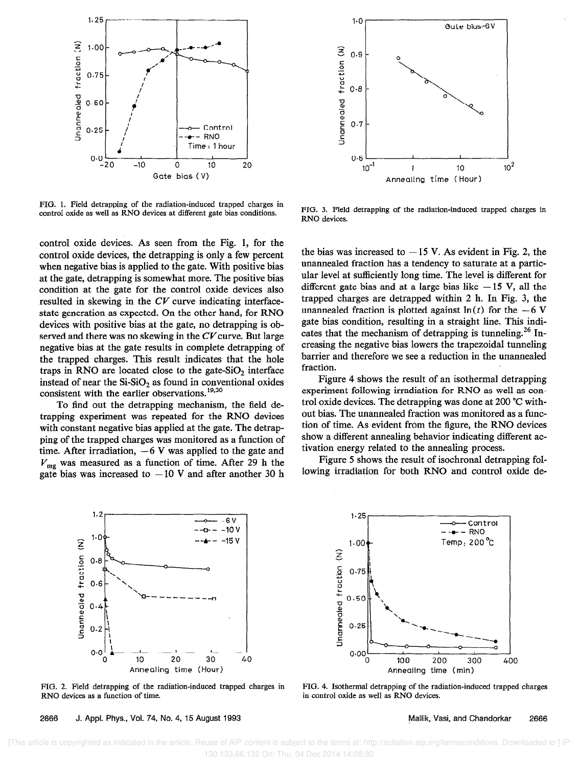FIG. 1. Field detrapping of the radiation-induced trapped charges in control oxide as well as RNO devices at different gate bias conditions.

FIG. 3. Field detrapping of the radiation-induced trapped charges in RNO devices.

control oxide devices. As seen from the Fig. 1, for the control oxide devices, the detrapping is only a few percent when negative bias is applied to the gate. With positive bias at the gate, detrapping is somewhat more. The positive bias condition at the gate for the control oxide devices also resulted in skewing in the *CV* curve indicating interface-state generation as expected. On the other hand, for RNO devices with positive bias at the gate, no detrapping is observed and there was no skewing in the *CV* curve. But large negative bias at the gate results in complete detrapping of the trapped charges. This result indicates that the hole traps in RNO are located close to the gate-$SiO_2$ interface instead of near the Si-$SiO_2$ as found in conventional oxides consistent with the earlier observations.[19,20]

To find out the detrapping mechanism, the field detrapping experiment was repeated for the RNO devices with constant negative bias applied at the gate. The detrapping of the trapped charges was monitored as a function of time. After irradiation, $-6$ V was applied to the gate and $V_{mg}$ was measured as a function of time. After 29 h the gate bias was increased to $-10$ V and after another 30 h the bias was increased to $-15$ V. As evident in Fig. 2, the unannealed fraction has a tendency to saturate at a particular level at sufficiently long time. The level is different for different gate bias and at a large bias like $-15$ V, all the trapped charges are detrapped within 2 h. In Fig. 3, the unannealed fraction is plotted against $\ln(t)$ for the $-6$ V gate bias condition, resulting in a straight line. This indicates that the mechanism of detrapping is tunneling.[26] Increasing the negative bias lowers the trapezoidal tunneling barrier and therefore we see a reduction in the unannealed fraction.

Figure 4 shows the result of an isothermal detrapping experiment following irradiation for RNO as well as control oxide devices. The detrapping was done at 200 °C without bias. The unannealed fraction was monitored as a function of time. As evident from the figure, the RNO devices show a different annealing behavior indicating different activation energy related to the annealing process.

Figure 5 shows the result of isochronal detrapping following irradiation for both RNO and control oxide de-

FIG. 2. Field detrapping of the radiation-induced trapped charges in RNO devices as a function of time.

FIG. 4. Isothermal detrapping of the radiation-induced trapped charges in control oxide as well as RNO devices.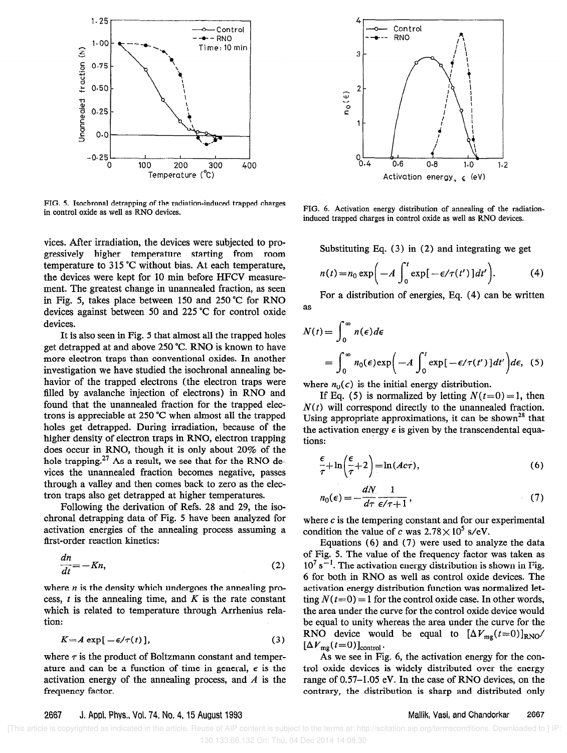FIG. 5. Isochronal detrapping of the radiation-induced trapped charges in control oxide as well as RNO devices.

FIG. 6. Activation energy distribution of annealing of the radiation-induced trapped charges in control oxide as well as RNO devices.

vices. After irradiation, the devices were subjected to progressively higher temperature starting from room temperature to 315 °C without bias. At each temperature, the devices were kept for 10 min before HFCV measurement. The greatest change in unannealed fraction, as seen in Fig. 5, takes place between 150 and 250 °C for RNO devices against between 50 and 225 °C for control oxide devices.

It is also seen in Fig. 5 that almost all the trapped holes get detrapped at and above 250 °C. RNO is known to have more electron traps than conventional oxides. In another investigation we have studied the isochronal annealing behavior of the trapped electrons (the electron traps were filled by avalanche injection of electrons) in RNO and found that the unannealed fraction for the trapped electrons is appreciable at 250 °C when almost all the trapped holes get detrapped. During irradiation, because of the higher density of electron traps in RNO, electron trapping does occur in RNO, though it is only about 20% of the hole trapping.[27] As a result, we see that for the RNO devices the unannealed fraction becomes negative, passes through a valley and then comes back to zero as the electron traps also get detrapped at higher temperatures.

Following the derivation of Refs. 28 and 29, the isochronal detrapping data of Fig. 5 have been analyzed for activation energies of the annealing process assuming a first-order reaction kinetics:

$$\frac{dn}{dt} = -Kn, \tag{2}$$

where $n$ is the density which undergoes the annealing process, $t$ is the annealing time, and $K$ is the rate constant which is related to temperature through Arrhenius relation:

$$K = A \exp[-\epsilon/\tau(t)], \tag{3}$$

where $\tau$ is the product of Boltzmann constant and temperature and can be a function of time in general, $\epsilon$ is the activation energy of the annealing process, and $A$ is the frequency factor.

Substituting Eq. (3) in (2) and integrating we get

$$n(t) = n_0 \exp\left(-A \int_0^t \exp[-\epsilon/\tau(t')]dt'\right). \tag{4}$$

For a distribution of energies, Eq. (4) can be written as

$$N(t) = \int_0^\infty n(\epsilon)d\epsilon$$

$$= \int_0^\infty n_0(\epsilon)\exp\left(-A \int_0^t \exp[-\epsilon/\tau(t')]dt'\right)d\epsilon, \tag{5}$$

where $n_0(c)$ is the initial energy distribution.

If Eq. (5) is normalized by letting $N(t=0)=1$, then $N(t)$ will correspond directly to the unannealed fraction. Using appropriate approximations, it can be shown[28] that the activation energy $\epsilon$ is given by the transcendental equations:

$$\frac{\epsilon}{\tau} + \ln\left(\frac{\epsilon}{\tau} + 2\right) = \ln(Ac\tau), \tag{6}$$

$$n_0(\epsilon) = -\frac{dN}{d\tau}\frac{1}{\epsilon/\tau+1}, \tag{7}$$

where $c$ is the tempering constant and for our experimental condition the value of $c$ was $2.78 \times 10^5$ s/eV.

Equations (6) and (7) were used to analyze the data of Fig. 5. The value of the frequency factor was taken as $10^7\ \mathrm{s}^{-1}$. The activation energy distribution is shown in Fig. 6 for both in RNO as well as control oxide devices. The activation energy distribution function was normalized letting $N(t=0)=1$ for the control oxide case. In other words, the area under the curve for the control oxide device would be equal to unity whereas the area under the curve for the RNO device would be equal to $[\Delta V_{mg}(t=0)]_{\mathrm{RNO}}/[\Delta V_{mg}(t=0)]_{\mathrm{control}}$.

As we see in Fig. 6, the activation energy for the control oxide devices is widely distributed over the energy range of 0.57–1.05 eV. In the case of RNO devices, on the contrary, the distribution is sharp and distributed only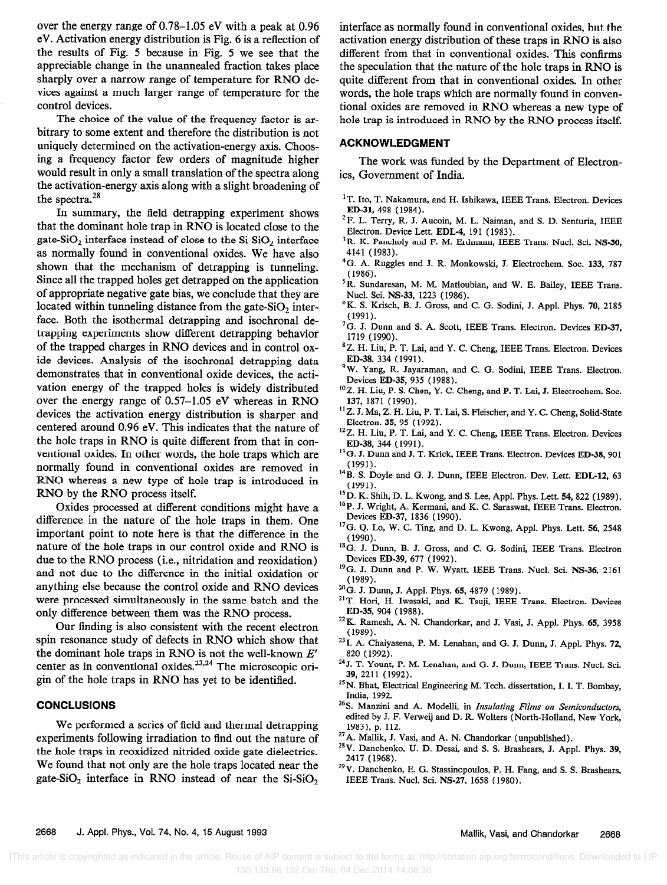over the energy range of 0.78–1.05 eV with a peak at 0.96 eV. Activation energy distribution is Fig. 6 is a reflection of the results of Fig. 5 because in Fig. 5 we see that the appreciable change in the unannealed fraction takes place sharply over a narrow range of temperature for RNO devices against a much larger range of temperature for the control devices.

The choice of the value of the frequency factor is arbitrary to some extent and therefore the distribution is not uniquely determined on the activation-energy axis. Choosing a frequency factor few orders of magnitude higher would result in only a small translation of the spectra along the activation-energy axis along with a slight broadening of the spectra.[28]

In summary, the field detrapping experiment shows that the dominant hole trap in RNO is located close to the gate-$SiO_2$ interface instead of close to the Si-$SiO_2$ interface as normally found in conventional oxides. We have also shown that the mechanism of detrapping is tunneling. Since all the trapped holes get detrapped on the application of appropriate negative gate bias, we conclude that they are located within tunneling distance from the gate-$SiO_2$ interface. Both the isothermal detrapping and isochronal detrapping experiments show different detrapping behavior of the trapped charges in RNO devices and in control oxide devices. Analysis of the isochronal detrapping data demonstrates that in conventional oxide devices, the activation energy of the trapped holes is widely distributed over the energy range of 0.57–1.05 eV whereas in RNO devices the activation energy distribution is sharper and centered around 0.96 eV. This indicates that the nature of the hole traps in RNO is quite different from that in conventional oxides. In other words, the hole traps which are normally found in conventional oxides are removed in RNO whereas a new type of hole trap is introduced in RNO by the RNO process itself.

Oxides processed at different conditions might have a difference in the nature of the hole traps in them. One important point to note here is that the difference in the nature of the hole traps in our control oxide and RNO is due to the RNO process (i.e., nitridation and reoxidation) and not due to the difference in the initial oxidation or anything else because the control oxide and RNO devices were processed simultaneously in the same batch and the only difference between them was the RNO process.

Our finding is also consistent with the recent electron spin resonance study of defects in RNO which show that the dominant hole traps in RNO is not the well-known $E'$ center as in conventional oxides.[23,24] The microscopic origin of the hole traps in RNO has yet to be identified.

## CONCLUSIONS

We performed a series of field and thermal detrapping experiments following irradiation to find out the nature of the hole traps in reoxidized nitrided oxide gate dielectrics. We found that not only are the hole traps located near the gate-$SiO_2$ interface in RNO instead of near the Si-$SiO_2$ interface as normally found in conventional oxides, but the activation energy distribution of these traps in RNO is also different from that in conventional oxides. This confirms the speculation that the nature of the hole traps in RNO is quite different from that in conventional oxides. In other words, the hole traps which are normally found in conventional oxides are removed in RNO whereas a new type of hole trap is introduced in RNO by the RNO process itself.

## ACKNOWLEDGMENT

The work was funded by the Department of Electronics, Government of India.

[1] T. Ito, T. Nakamura, and H. Ishikawa, IEEE Trans. Electron. Devices **ED-31**, 498 (1984).
[2] F. L. Terry, R. J. Aucoin, M. L. Naiman, and S. D. Senturia, IEEE Electron. Device Lett. **EDL-4**, 191 (1983).
[3] R. K. Pancholy and F. M. Erdmann, IEEE Trans. Nucl. Sci. **NS-30**, 4141 (1983).
[4] G. A. Ruggles and J. R. Monkowski, J. Electrochem. Soc. **133**, 787 (1986).
[5] R. Sundaresan, M. M. Matloubian, and W. E. Bailey, IEEE Trans. Nucl. Sci. **NS-33**, 1223 (1986).
[6] K. S. Krisch, B. J. Gross, and C. G. Sodini, J. Appl. Phys. **70**, 2185 (1991).
[7] G. J. Dunn and S. A. Scott, IEEE Trans. Electron. Devices **ED-37**, 1719 (1990).
[8] Z. H. Liu, P. T. Lai, and Y. C. Cheng, IEEE Trans. Electron. Devices **ED-38**, 334 (1991).
[9] W. Yang, R. Jayaraman, and C. G. Sodini, IEEE Trans. Electron. Devices **ED-35**, 935 (1988).
[10] Z. H. Liu, P. S. Chen, Y. C. Cheng, and P. T. Lai, J. Electrochem. Soc. **137**, 1871 (1990).
[11] Z. J. Ma, Z. H. Liu, P. T. Lai, S. Fleischer, and Y. C. Cheng, Solid-State Electron. **35**, 95 (1992).
[12] Z. H. Liu, P. T. Lai, and Y. C. Cheng, IEEE Trans. Electron. Devices **ED-38**, 344 (1991).
[13] G. J. Dunn and J. T. Krick, IEEE Trans. Electron. Devices **ED-38**, 901 (1991).
[14] B. S. Doyle and G. J. Dunn, IEEE Electron. Dev. Lett. **EDL-12**, 63 (1991).
[15] D. K. Shih, D. L. Kwong, and S. Lee, Appl. Phys. Lett. **54**, 822 (1989).
[16] P. J. Wright, A. Kermani, and K. C. Saraswat, IEEE Trans. Electron. Devices **ED-37**, 1836 (1990).
[17] G. Q. Lo, W. C. Ting, and D. L. Kwong, Appl. Phys. Lett. **56**, 2548 (1990).
[18] G. J. Dunn, B. J. Gross, and C. G. Sodini, IEEE Trans. Electron Devices **ED-39**, 677 (1992).
[19] G. J. Dunn and P. W. Wyatt, IEEE Trans. Nucl. Sci. **NS-36**, 2161 (1989).
[20] G. J. Dunn, J. Appl. Phys. **65**, 4879 (1989).
[21] T. Hori, H. Iwasaki, and K. Tsuji, IEEE Trans. Electron. Devices **ED-35**, 904 (1988).
[22] K. Ramesh, A. N. Chandorkar, and J. Vasi, J. Appl. Phys. **65**, 3958 (1989).
[23] I. A. Chaiyasena, P. M. Lenahan, and G. J. Dunn, J. Appl. Phys. **72**, 820 (1992).
[24] J. T. Yount, P. M. Lenahan, and G. J. Dunn, IEEE Trans. Nucl. Sci. **39**, 2211 (1992).
[25] N. Bhat, Electrical Engineering M. Tech. dissertation, I. I. T. Bombay, India, 1992.
[26] S. Manzini and A. Modelli, in *Insulating Films on Semiconductors*, edited by J. F. Verweij and D. R. Wolters (North-Holland, New York, 1983), p. 112.
[27] A. Mallik, J. Vasi, and A. N. Chandorkar (unpublished).
[28] V. Danchenko, U. D. Desai, and S. S. Brashears, J. Appl. Phys. **39**, 2417 (1968).
[29] V. Danchenko, E. G. Stassinopoulos, P. H. Fang, and S. S. Brashears, IEEE Trans. Nucl. Sci. **NS-27**, 1658 (1980).